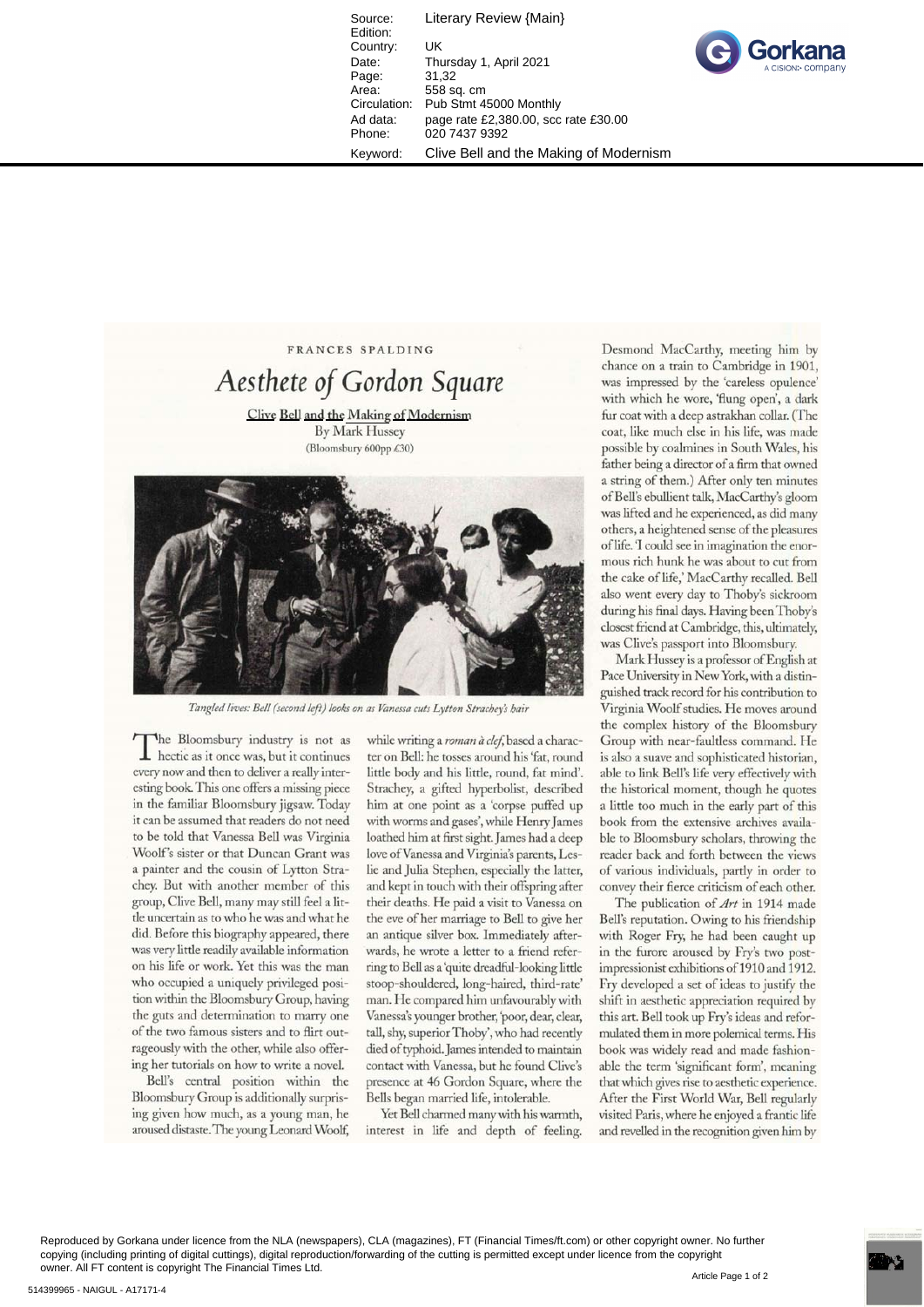FRANCES SPALDING

# Aesthete of Gordon Square

**Clive Bell and the Making of Modernism**
By Mark Hussey
(Bloomsbury 600pp £30)

*Tangled lives: Bell (second left) looks on as Vanessa cuts Lytton Strachey's hair*

The Bloomsbury industry is not as hectic as it once was, but it continues every now and then to deliver a really interesting book. This one offers a missing piece in the familiar Bloomsbury jigsaw. Today it can be assumed that readers do not need to be told that Vanessa Bell was Virginia Woolf's sister or that Duncan Grant was a painter and the cousin of Lytton Strachey. But with another member of this group, Clive Bell, many may still feel a little uncertain as to who he was and what he did. Before this biography appeared, there was very little readily available information on his life or work. Yet this was the man who occupied a uniquely privileged position within the Bloomsbury Group, having the guts and determination to marry one of the two famous sisters and to flirt outrageously with the other, while also offering her tutorials on how to write a novel.

Bell's central position within the Bloomsbury Group is additionally surprising given how much, as a young man, he aroused distaste. The young Leonard Woolf, while writing a *roman à clef*, based a character on Bell: he tosses around his 'fat, round little body and his little, round, fat mind'. Strachey, a gifted hyperbolist, described him at one point as a 'corpse puffed up with worms and gases', while Henry James loathed him at first sight. James had a deep love of Vanessa and Virginia's parents, Leslie and Julia Stephen, especially the latter, and kept in touch with their offspring after their deaths. He paid a visit to Vanessa on the eve of her marriage to Bell to give her an antique silver box. Immediately afterwards, he wrote a letter to a friend referring to Bell as a 'quite dreadful-looking little stoop-shouldered, long-haired, third-rate' man. He compared him unfavourably with Vanessa's younger brother, 'poor, dear, clear, tall, shy, superior Thoby', who had recently died of typhoid. James intended to maintain contact with Vanessa, but he found Clive's presence at 46 Gordon Square, where the Bells began married life, intolerable.

Yet Bell charmed many with his warmth, interest in life and depth of feeling. Desmond MacCarthy, meeting him by chance on a train to Cambridge in 1901, was impressed by the 'careless opulence' with which he wore, 'flung open', a dark fur coat with a deep astrakhan collar. (The coat, like much else in his life, was made possible by coalmines in South Wales, his father being a director of a firm that owned a string of them.) After only ten minutes of Bell's ebullient talk, MacCarthy's gloom was lifted and he experienced, as did many others, a heightened sense of the pleasures of life. 'I could see in imagination the enormous rich hunk he was about to cut from the cake of life,' MacCarthy recalled. Bell also went every day to Thoby's sickroom during his final days. Having been Thoby's closest friend at Cambridge, this, ultimately, was Clive's passport into Bloomsbury.

Mark Hussey is a professor of English at Pace University in New York, with a distinguished track record for his contribution to Virginia Woolf studies. He moves around the complex history of the Bloomsbury Group with near-faultless command. He is also a suave and sophisticated historian, able to link Bell's life very effectively with the historical moment, though he quotes a little too much in the early part of this book from the extensive archives available to Bloomsbury scholars, throwing the reader back and forth between the views of various individuals, partly in order to convey their fierce criticism of each other.

The publication of *Art* in 1914 made Bell's reputation. Owing to his friendship with Roger Fry, he had been caught up in the furore aroused by Fry's two post-impressionist exhibitions of 1910 and 1912. Fry developed a set of ideas to justify the shift in aesthetic appreciation required by this art. Bell took up Fry's ideas and reformulated them in more polemical terms. His book was widely read and made fashionable the term 'significant form', meaning that which gives rise to aesthetic experience. After the First World War, Bell regularly visited Paris, where he enjoyed a frantic life and revelled in the recognition given him by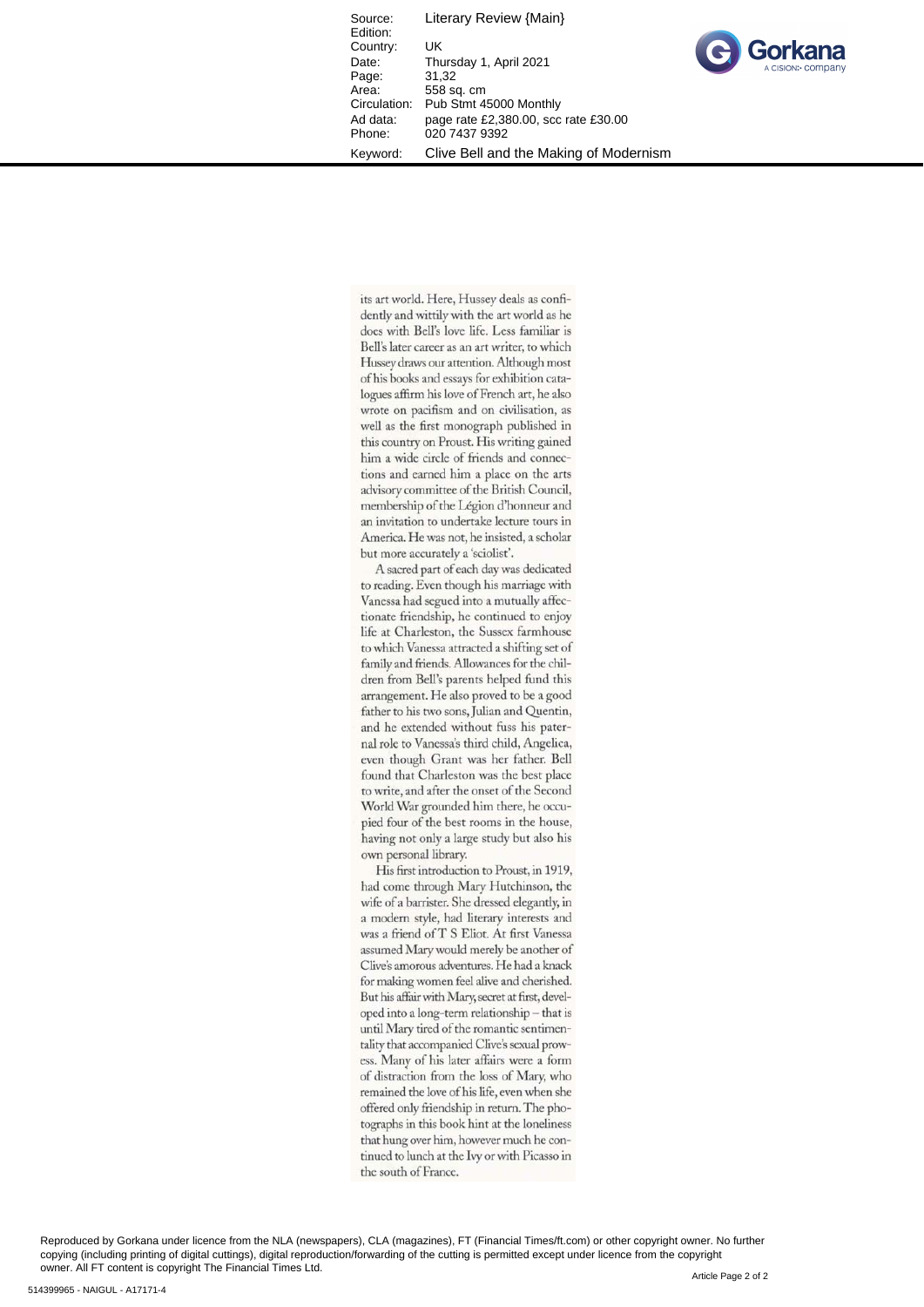its art world. Here, Hussey deals as confidently and wittily with the art world as he does with Bell's love life. Less familiar is Bell's later career as an art writer, to which Hussey draws our attention. Although most of his books and essays for exhibition catalogues affirm his love of French art, he also wrote on pacifism and on civilisation, as well as the first monograph published in this country on Proust. His writing gained him a wide circle of friends and connections and earned him a place on the arts advisory committee of the British Council, membership of the Légion d'honneur and an invitation to undertake lecture tours in America. He was not, he insisted, a scholar but more accurately a 'sciolist'.

A sacred part of each day was dedicated to reading. Even though his marriage with Vanessa had segued into a mutually affectionate friendship, he continued to enjoy life at Charleston, the Sussex farmhouse to which Vanessa attracted a shifting set of family and friends. Allowances for the children from Bell's parents helped fund this arrangement. He also proved to be a good father to his two sons, Julian and Quentin, and he extended without fuss his paternal role to Vanessa's third child, Angelica, even though Grant was her father. Bell found that Charleston was the best place to write, and after the onset of the Second World War grounded him there, he occupied four of the best rooms in the house, having not only a large study but also his own personal library.

His first introduction to Proust, in 1919, had come through Mary Hutchinson, the wife of a barrister. She dressed elegantly, in a modern style, had literary interests and was a friend of T S Eliot. At first Vanessa assumed Mary would merely be another of Clive's amorous adventures. He had a knack for making women feel alive and cherished. But his affair with Mary, secret at first, developed into a long-term relationship – that is until Mary tired of the romantic sentimentality that accompanied Clive's sexual prowess. Many of his later affairs were a form of distraction from the loss of Mary, who remained the love of his life, even when she offered only friendship in return. The photographs in this book hint at the loneliness that hung over him, however much he continued to lunch at the Ivy or with Picasso in the south of France.